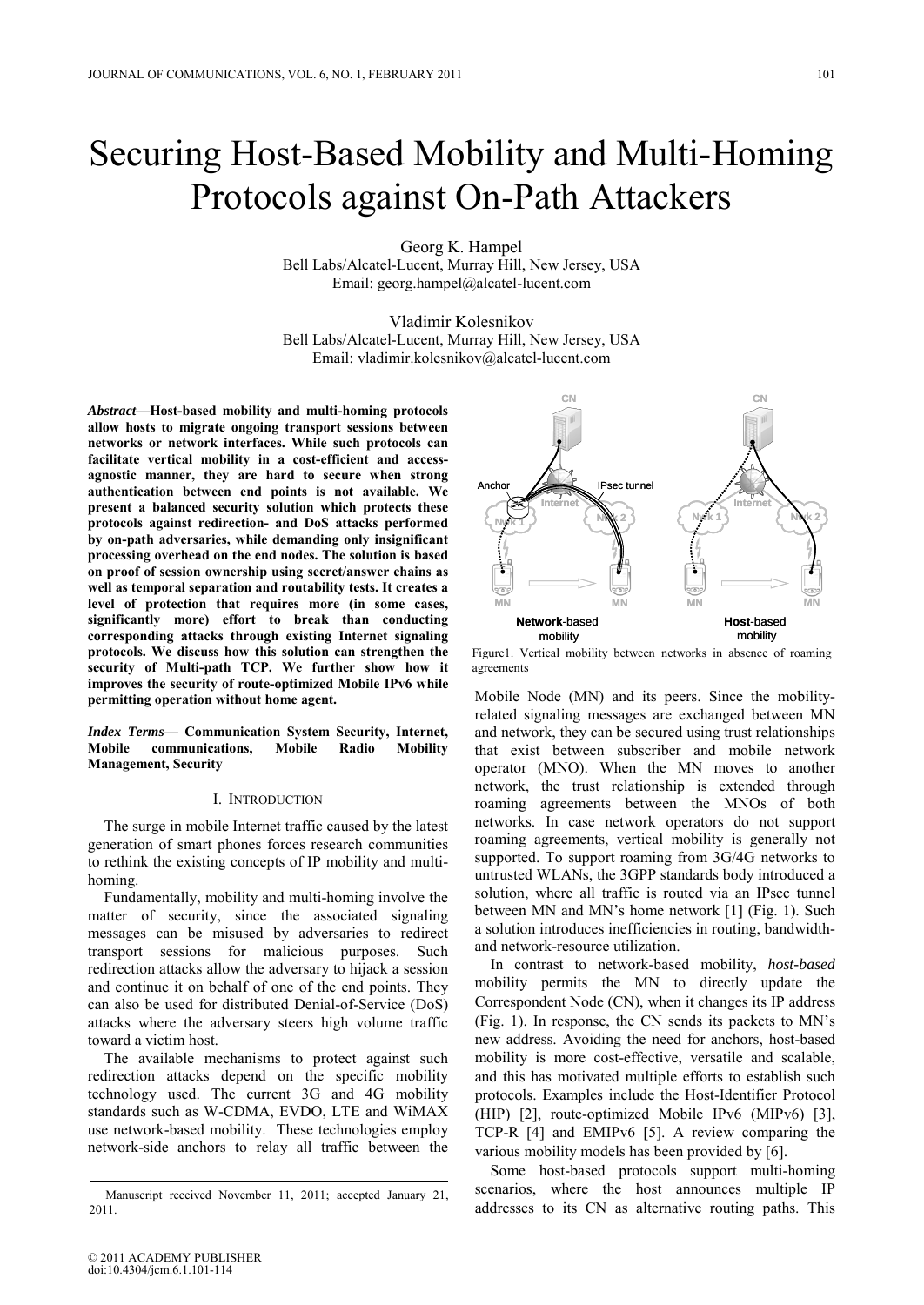# Securing Host-Based Mobility and Multi-Homing Protocols against On-Path Attackers

Georg K. Hampel
Bell Labs/Alcatel-Lucent, Murray Hill, New Jersey, USA
Email: georg.hampel@alcatel-lucent.com

Vladimir Kolesnikov
Bell Labs/Alcatel-Lucent, Murray Hill, New Jersey, USA
Email: vladimir.kolesnikov@alcatel-lucent.com

***Abstract*—Host-based mobility and multi-homing protocols allow hosts to migrate ongoing transport sessions between networks or network interfaces. While such protocols can facilitate vertical mobility in a cost-efficient and access-agnostic manner, they are hard to secure when strong authentication between end points is not available. We present a balanced security solution which protects these protocols against redirection- and DoS attacks performed by on-path adversaries, while demanding only insignificant processing overhead on the end nodes. The solution is based on proof of session ownership using secret/answer chains as well as temporal separation and routability tests. It creates a level of protection that requires more (in some cases, significantly more) effort to break than conducting corresponding attacks through existing Internet signaling protocols. We discuss how this solution can strengthen the security of Multi-path TCP. We further show how it improves the security of route-optimized Mobile IPv6 while permitting operation without home agent.**

***Index Terms*— Communication System Security, Internet, Mobile communications, Mobile Radio Mobility Management, Security**

## I. Introduction

The surge in mobile Internet traffic caused by the latest generation of smart phones forces research communities to rethink the existing concepts of IP mobility and multi-homing.

Fundamentally, mobility and multi-homing involve the matter of security, since the associated signaling messages can be misused by adversaries to redirect transport sessions for malicious purposes. Such redirection attacks allow the adversary to hijack a session and continue it on behalf of one of the end points. They can also be used for distributed Denial-of-Service (DoS) attacks where the adversary steers high volume traffic toward a victim host.

The available mechanisms to protect against such redirection attacks depend on the specific mobility technology used. The current 3G and 4G mobility standards such as W-CDMA, EVDO, LTE and WiMAX use network-based mobility. These technologies employ network-side anchors to relay all traffic between the Mobile Node (MN) and its peers. Since the mobility-related signaling messages are exchanged between MN and network, they can be secured using trust relationships that exist between subscriber and mobile network operator (MNO). When the MN moves to another network, the trust relationship is extended through roaming agreements between the MNOs of both networks. In case network operators do not support roaming agreements, vertical mobility is generally not supported. To support roaming from 3G/4G networks to untrusted WLANs, the 3GPP standards body introduced a solution, where all traffic is routed via an IPsec tunnel between MN and MN's home network [1] (Fig. 1). Such a solution introduces inefficiencies in routing, bandwidth- and network-resource utilization.

Figure1. Vertical mobility between networks in absence of roaming agreements

In contrast to network-based mobility, *host-based* mobility permits the MN to directly update the Correspondent Node (CN), when it changes its IP address (Fig. 1). In response, the CN sends its packets to MN's new address. Avoiding the need for anchors, host-based mobility is more cost-effective, versatile and scalable, and this has motivated multiple efforts to establish such protocols. Examples include the Host-Identifier Protocol (HIP) [2], route-optimized Mobile IPv6 (MIPv6) [3], TCP-R [4] and EMIPv6 [5]. A review comparing the various mobility models has been provided by [6].

Some host-based protocols support multi-homing scenarios, where the host announces multiple IP addresses to its CN as alternative routing paths. This

---

Manuscript received November 11, 2011; accepted January 21, 2011.

© 2011 ACADEMY PUBLISHER
doi:10.4304/jcm.6.1.101-114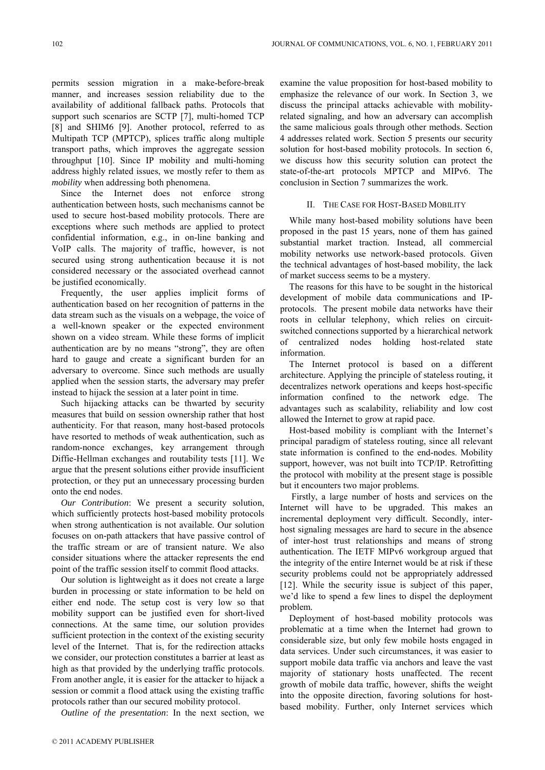permits session migration in a make-before-break manner, and increases session reliability due to the availability of additional fallback paths. Protocols that support such scenarios are SCTP [7], multi-homed TCP [8] and SHIM6 [9]. Another protocol, referred to as Multipath TCP (MPTCP), splices traffic along multiple transport paths, which improves the aggregate session throughput [10]. Since IP mobility and multi-homing address highly related issues, we mostly refer to them as *mobility* when addressing both phenomena.

Since the Internet does not enforce strong authentication between hosts, such mechanisms cannot be used to secure host-based mobility protocols. There are exceptions where such methods are applied to protect confidential information, e.g., in on-line banking and VoIP calls. The majority of traffic, however, is not secured using strong authentication because it is not considered necessary or the associated overhead cannot be justified economically.

Frequently, the user applies implicit forms of authentication based on her recognition of patterns in the data stream such as the visuals on a webpage, the voice of a well-known speaker or the expected environment shown on a video stream. While these forms of implicit authentication are by no means "strong", they are often hard to gauge and create a significant burden for an adversary to overcome. Since such methods are usually applied when the session starts, the adversary may prefer instead to hijack the session at a later point in time.

Such hijacking attacks can be thwarted by security measures that build on session ownership rather that host authenticity. For that reason, many host-based protocols have resorted to methods of weak authentication, such as random-nonce exchanges, key arrangement through Diffie-Hellman exchanges and routability tests [11]. We argue that the present solutions either provide insufficient protection, or they put an unnecessary processing burden onto the end nodes.

*Our Contribution*: We present a security solution, which sufficiently protects host-based mobility protocols when strong authentication is not available. Our solution focuses on on-path attackers that have passive control of the traffic stream or are of transient nature. We also consider situations where the attacker represents the end point of the traffic session itself to commit flood attacks.

Our solution is lightweight as it does not create a large burden in processing or state information to be held on either end node. The setup cost is very low so that mobility support can be justified even for short-lived connections. At the same time, our solution provides sufficient protection in the context of the existing security level of the Internet. That is, for the redirection attacks we consider, our protection constitutes a barrier at least as high as that provided by the underlying traffic protocols. From another angle, it is easier for the attacker to hijack a session or commit a flood attack using the existing traffic protocols rather than our secured mobility protocol.

*Outline of the presentation*: In the next section, we examine the value proposition for host-based mobility to emphasize the relevance of our work. In Section 3, we discuss the principal attacks achievable with mobility-related signaling, and how an adversary can accomplish the same malicious goals through other methods. Section 4 addresses related work. Section 5 presents our security solution for host-based mobility protocols. In section 6, we discuss how this security solution can protect the state-of-the-art protocols MPTCP and MIPv6. The conclusion in Section 7 summarizes the work.

## II. The Case for Host-Based Mobility

While many host-based mobility solutions have been proposed in the past 15 years, none of them has gained substantial market traction. Instead, all commercial mobility networks use network-based protocols. Given the technical advantages of host-based mobility, the lack of market success seems to be a mystery.

The reasons for this have to be sought in the historical development of mobile data communications and IP-protocols. The present mobile data networks have their roots in cellular telephony, which relies on circuit-switched connections supported by a hierarchical network of centralized nodes holding host-related state information.

The Internet protocol is based on a different architecture. Applying the principle of stateless routing, it decentralizes network operations and keeps host-specific information confined to the network edge. The advantages such as scalability, reliability and low cost allowed the Internet to grow at rapid pace.

Host-based mobility is compliant with the Internet's principal paradigm of stateless routing, since all relevant state information is confined to the end-nodes. Mobility support, however, was not built into TCP/IP. Retrofitting the protocol with mobility at the present stage is possible but it encounters two major problems.

Firstly, a large number of hosts and services on the Internet will have to be upgraded. This makes an incremental deployment very difficult. Secondly, inter-host signaling messages are hard to secure in the absence of inter-host trust relationships and means of strong authentication. The IETF MIPv6 workgroup argued that the integrity of the entire Internet would be at risk if these security problems could not be appropriately addressed [12]. While the security issue is subject of this paper, we'd like to spend a few lines to dispel the deployment problem.

Deployment of host-based mobility protocols was problematic at a time when the Internet had grown to considerable size, but only few mobile hosts engaged in data services. Under such circumstances, it was easier to support mobile data traffic via anchors and leave the vast majority of stationary hosts unaffected. The recent growth of mobile data traffic, however, shifts the weight into the opposite direction, favoring solutions for host-based mobility. Further, only Internet services which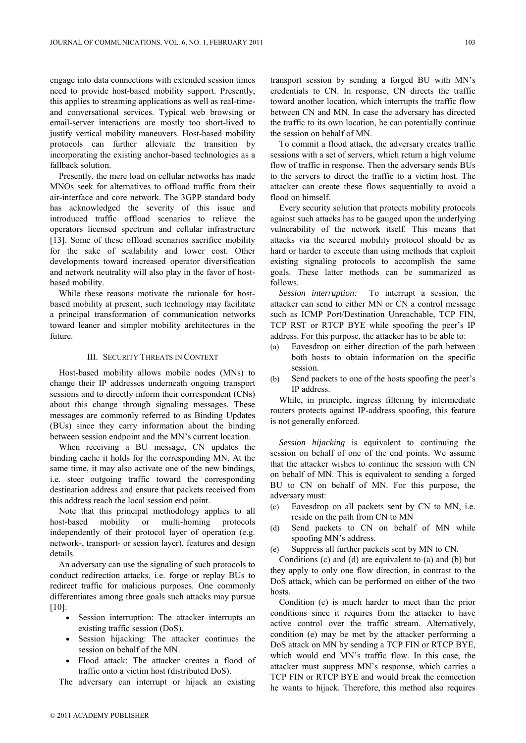engage into data connections with extended session times need to provide host-based mobility support. Presently, this applies to streaming applications as well as real-time- and conversational services. Typical web browsing or email-server interactions are mostly too short-lived to justify vertical mobility maneuvers. Host-based mobility protocols can further alleviate the transition by incorporating the existing anchor-based technologies as a fallback solution.

Presently, the mere load on cellular networks has made MNOs seek for alternatives to offload traffic from their air-interface and core network. The 3GPP standard body has acknowledged the severity of this issue and introduced traffic offload scenarios to relieve the operators licensed spectrum and cellular infrastructure [13]. Some of these offload scenarios sacrifice mobility for the sake of scalability and lower cost. Other developments toward increased operator diversification and network neutrality will also play in the favor of host-based mobility.

While these reasons motivate the rationale for host-based mobility at present, such technology may facilitate a principal transformation of communication networks toward leaner and simpler mobility architectures in the future.

## III. Security Threats in Context

Host-based mobility allows mobile nodes (MNs) to change their IP addresses underneath ongoing transport sessions and to directly inform their correspondent (CNs) about this change through signaling messages. These messages are commonly referred to as Binding Updates (BUs) since they carry information about the binding between session endpoint and the MN's current location.

When receiving a BU message, CN updates the binding cache it holds for the corresponding MN. At the same time, it may also activate one of the new bindings, i.e. steer outgoing traffic toward the corresponding destination address and ensure that packets received from this address reach the local session end point.

Note that this principal methodology applies to all host-based mobility or multi-homing protocols independently of their protocol layer of operation (e.g. network-, transport- or session layer), features and design details.

An adversary can use the signaling of such protocols to conduct redirection attacks, i.e. forge or replay BUs to redirect traffic for malicious purposes. One commonly differentiates among three goals such attacks may pursue [10]:

- Session interruption: The attacker interrupts an existing traffic session (DoS).
- Session hijacking: The attacker continues the session on behalf of the MN.
- Flood attack: The attacker creates a flood of traffic onto a victim host (distributed DoS).

The adversary can interrupt or hijack an existing transport session by sending a forged BU with MN's credentials to CN. In response, CN directs the traffic toward another location, which interrupts the traffic flow between CN and MN. In case the adversary has directed the traffic to its own location, he can potentially continue the session on behalf of MN.

To commit a flood attack, the adversary creates traffic sessions with a set of servers, which return a high volume flow of traffic in response. Then the adversary sends BUs to the servers to direct the traffic to a victim host. The attacker can create these flows sequentially to avoid a flood on himself.

Every security solution that protects mobility protocols against such attacks has to be gauged upon the underlying vulnerability of the network itself. This means that attacks via the secured mobility protocol should be as hard or harder to execute than using methods that exploit existing signaling protocols to accomplish the same goals. These latter methods can be summarized as follows.

*Session interruption:* To interrupt a session, the attacker can send to either MN or CN a control message such as ICMP Port/Destination Unreachable, TCP FIN, TCP RST or RTCP BYE while spoofing the peer's IP address. For this purpose, the attacker has to be able to:

(a) Eavesdrop on either direction of the path between both hosts to obtain information on the specific session.
(b) Send packets to one of the hosts spoofing the peer's IP address.

While, in principle, ingress filtering by intermediate routers protects against IP-address spoofing, this feature is not generally enforced.

*Session hijacking* is equivalent to continuing the session on behalf of one of the end points. We assume that the attacker wishes to continue the session with CN on behalf of MN. This is equivalent to sending a forged BU to CN on behalf of MN. For this purpose, the adversary must:

(c) Eavesdrop on all packets sent by CN to MN, i.e. reside on the path from CN to MN
(d) Send packets to CN on behalf of MN while spoofing MN's address.
(e) Suppress all further packets sent by MN to CN.

Conditions (c) and (d) are equivalent to (a) and (b) but they apply to only one flow direction, in contrast to the DoS attack, which can be performed on either of the two hosts.

Condition (e) is much harder to meet than the prior conditions since it requires from the attacker to have active control over the traffic stream. Alternatively, condition (e) may be met by the attacker performing a DoS attack on MN by sending a TCP FIN or RTCP BYE, which would end MN's traffic flow. In this case, the attacker must suppress MN's response, which carries a TCP FIN or RTCP BYE and would break the connection he wants to hijack. Therefore, this method also requires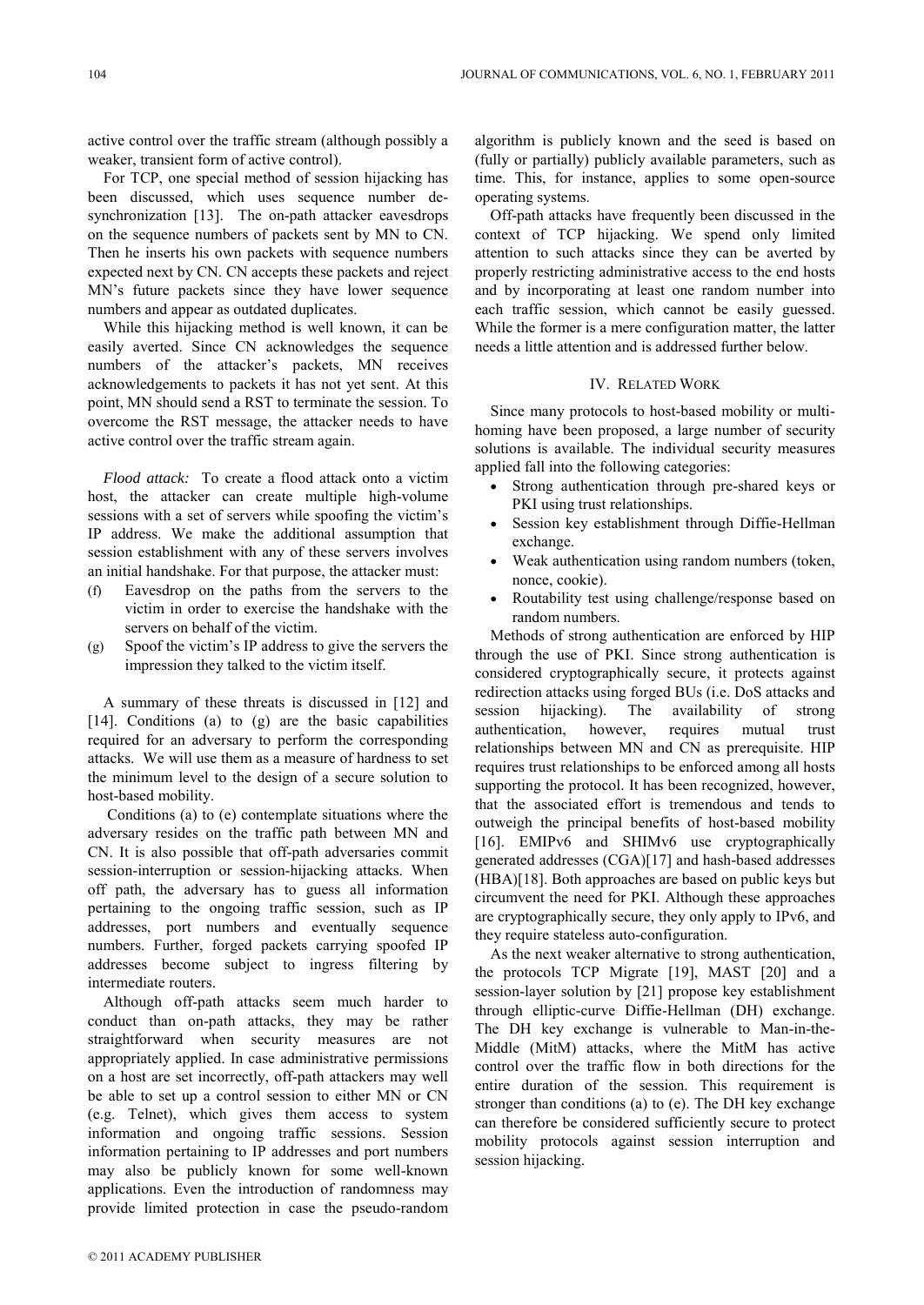active control over the traffic stream (although possibly a weaker, transient form of active control).

For TCP, one special method of session hijacking has been discussed, which uses sequence number de-synchronization [13]. The on-path attacker eavesdrops on the sequence numbers of packets sent by MN to CN. Then he inserts his own packets with sequence numbers expected next by CN. CN accepts these packets and reject MN's future packets since they have lower sequence numbers and appear as outdated duplicates.

While this hijacking method is well known, it can be easily averted. Since CN acknowledges the sequence numbers of the attacker's packets, MN receives acknowledgements to packets it has not yet sent. At this point, MN should send a RST to terminate the session. To overcome the RST message, the attacker needs to have active control over the traffic stream again.

*Flood attack:* To create a flood attack onto a victim host, the attacker can create multiple high-volume sessions with a set of servers while spoofing the victim's IP address. We make the additional assumption that session establishment with any of these servers involves an initial handshake. For that purpose, the attacker must:

(f) Eavesdrop on the paths from the servers to the victim in order to exercise the handshake with the servers on behalf of the victim.
(g) Spoof the victim's IP address to give the servers the impression they talked to the victim itself.

A summary of these threats is discussed in [12] and [14]. Conditions (a) to (g) are the basic capabilities required for an adversary to perform the corresponding attacks. We will use them as a measure of hardness to set the minimum level to the design of a secure solution to host-based mobility.

Conditions (a) to (e) contemplate situations where the adversary resides on the traffic path between MN and CN. It is also possible that off-path adversaries commit session-interruption or session-hijacking attacks. When off path, the adversary has to guess all information pertaining to the ongoing traffic session, such as IP addresses, port numbers and eventually sequence numbers. Further, forged packets carrying spoofed IP addresses become subject to ingress filtering by intermediate routers.

Although off-path attacks seem much harder to conduct than on-path attacks, they may be rather straightforward when security measures are not appropriately applied. In case administrative permissions on a host are set incorrectly, off-path attackers may well be able to set up a control session to either MN or CN (e.g. Telnet), which gives them access to system information and ongoing traffic sessions. Session information pertaining to IP addresses and port numbers may also be publicly known for some well-known applications. Even the introduction of randomness may provide limited protection in case the pseudo-random algorithm is publicly known and the seed is based on (fully or partially) publicly available parameters, such as time. This, for instance, applies to some open-source operating systems.

Off-path attacks have frequently been discussed in the context of TCP hijacking. We spend only limited attention to such attacks since they can be averted by properly restricting administrative access to the end hosts and by incorporating at least one random number into each traffic session, which cannot be easily guessed. While the former is a mere configuration matter, the latter needs a little attention and is addressed further below.

## IV. Related Work

Since many protocols to host-based mobility or multi-homing have been proposed, a large number of security solutions is available. The individual security measures applied fall into the following categories:

- Strong authentication through pre-shared keys or PKI using trust relationships.
- Session key establishment through Diffie-Hellman exchange.
- Weak authentication using random numbers (token, nonce, cookie).
- Routability test using challenge/response based on random numbers.

Methods of strong authentication are enforced by HIP through the use of PKI. Since strong authentication is considered cryptographically secure, it protects against redirection attacks using forged BUs (i.e. DoS attacks and session hijacking). The availability of strong authentication, however, requires mutual trust relationships between MN and CN as prerequisite. HIP requires trust relationships to be enforced among all hosts supporting the protocol. It has been recognized, however, that the associated effort is tremendous and tends to outweigh the principal benefits of host-based mobility [16]. EMIPv6 and SHIMv6 use cryptographically generated addresses (CGA)[17] and hash-based addresses (HBA)[18]. Both approaches are based on public keys but circumvent the need for PKI. Although these approaches are cryptographically secure, they only apply to IPv6, and they require stateless auto-configuration.

As the next weaker alternative to strong authentication, the protocols TCP Migrate [19], MAST [20] and a session-layer solution by [21] propose key establishment through elliptic-curve Diffie-Hellman (DH) exchange. The DH key exchange is vulnerable to Man-in-the-Middle (MitM) attacks, where the MitM has active control over the traffic flow in both directions for the entire duration of the session. This requirement is stronger than conditions (a) to (e). The DH key exchange can therefore be considered sufficiently secure to protect mobility protocols against session interruption and session hijacking.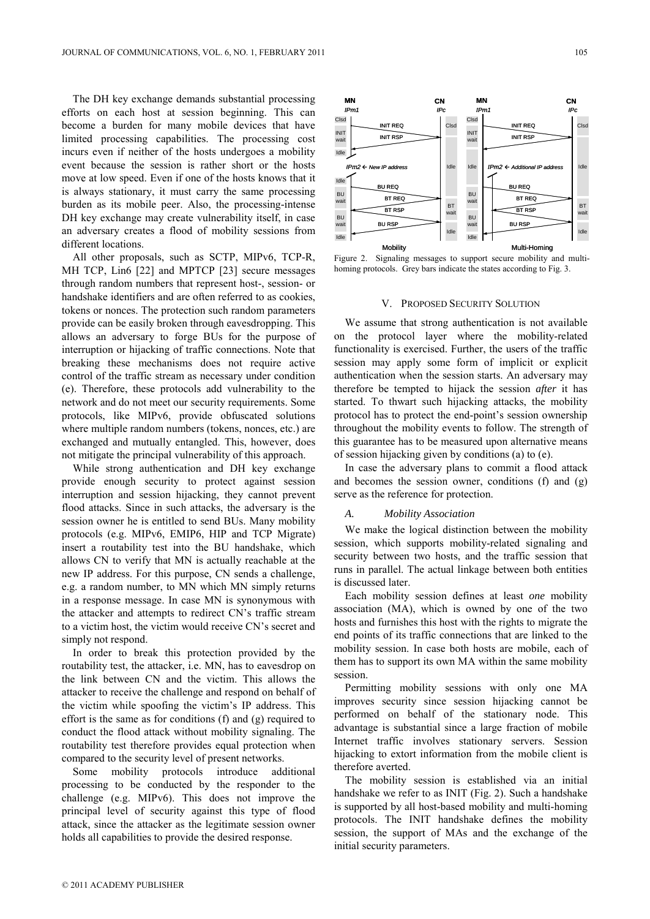The DH key exchange demands substantial processing efforts on each host at session beginning. This can become a burden for many mobile devices that have limited processing capabilities. The processing cost incurs even if neither of the hosts undergoes a mobility event because the session is rather short or the hosts move at low speed. Even if one of the hosts knows that it is always stationary, it must carry the same processing burden as its mobile peer. Also, the processing-intense DH key exchange may create vulnerability itself, in case an adversary creates a flood of mobility sessions from different locations.

All other proposals, such as SCTP, MIPv6, TCP-R, MH TCP, Lin6 [22] and MPTCP [23] secure messages through random numbers that represent host-, session- or handshake identifiers and are often referred to as cookies, tokens or nonces. The protection such random parameters provide can be easily broken through eavesdropping. This allows an adversary to forge BUs for the purpose of interruption or hijacking of traffic connections. Note that breaking these mechanisms does not require active control of the traffic stream as necessary under condition (e). Therefore, these protocols add vulnerability to the network and do not meet our security requirements. Some protocols, like MIPv6, provide obfuscated solutions where multiple random numbers (tokens, nonces, etc.) are exchanged and mutually entangled. This, however, does not mitigate the principal vulnerability of this approach.

While strong authentication and DH key exchange provide enough security to protect against session interruption and session hijacking, they cannot prevent flood attacks. Since in such attacks, the adversary is the session owner he is entitled to send BUs. Many mobility protocols (e.g. MIPv6, EMIP6, HIP and TCP Migrate) insert a routability test into the BU handshake, which allows CN to verify that MN is actually reachable at the new IP address. For this purpose, CN sends a challenge, e.g. a random number, to MN which MN simply returns in a response message. In case MN is synonymous with the attacker and attempts to redirect CN's traffic stream to a victim host, the victim would receive CN's secret and simply not respond.

In order to break this protection provided by the routability test, the attacker, i.e. MN, has to eavesdrop on the link between CN and the victim. This allows the attacker to receive the challenge and respond on behalf of the victim while spoofing the victim's IP address. This effort is the same as for conditions (f) and (g) required to conduct the flood attack without mobility signaling. The routability test therefore provides equal protection when compared to the security level of present networks.

Some mobility protocols introduce additional processing to be conducted by the responder to the challenge (e.g. MIPv6). This does not improve the principal level of security against this type of flood attack, since the attacker as the legitimate session owner holds all capabilities to provide the desired response.

MN
IPm1
CN
IPc
Clsd
INIT wait
Idle
INIT REQ
INIT RSP
Clsd
IPm2 ← New IP address
Idle
Idle
BU wait
BU wait
Idle
BU REQ
BT REQ
BT RSP
BU RSP
BT wait
Idle
Mobility

MN
IPm1
CN
IPc
Clsd
INIT wait
Idle
INIT REQ
INIT RSP
Clsd
IPm2 ← Additional IP address
Idle
BU wait
BU wait
Idle
BU REQ
BT REQ
BT RSP
BU RSP
BT wait
Idle
Multi-Homing

Figure 2. Signaling messages to support secure mobility and multi-homing protocols. Grey bars indicate the states according to Fig. 3.

## V. Proposed Security Solution

We assume that strong authentication is not available on the protocol layer where the mobility-related functionality is exercised. Further, the users of the traffic session may apply some form of implicit or explicit authentication when the session starts. An adversary may therefore be tempted to hijack the session *after* it has started. To thwart such hijacking attacks, the mobility protocol has to protect the end-point's session ownership throughout the mobility events to follow. The strength of this guarantee has to be measured upon alternative means of session hijacking given by conditions (a) to (e).

In case the adversary plans to commit a flood attack and becomes the session owner, conditions (f) and (g) serve as the reference for protection.

### *A. Mobility Association*

We make the logical distinction between the mobility session, which supports mobility-related signaling and security between two hosts, and the traffic session that runs in parallel. The actual linkage between both entities is discussed later.

Each mobility session defines at least *one* mobility association (MA), which is owned by one of the two hosts and furnishes this host with the rights to migrate the end points of its traffic connections that are linked to the mobility session. In case both hosts are mobile, each of them has to support its own MA within the same mobility session.

Permitting mobility sessions with only one MA improves security since session hijacking cannot be performed on behalf of the stationary node. This advantage is substantial since a large fraction of mobile Internet traffic involves stationary servers. Session hijacking to extort information from the mobile client is therefore averted.

The mobility session is established via an initial handshake we refer to as INIT (Fig. 2). Such a handshake is supported by all host-based mobility and multi-homing protocols. The INIT handshake defines the mobility session, the support of MAs and the exchange of the initial security parameters.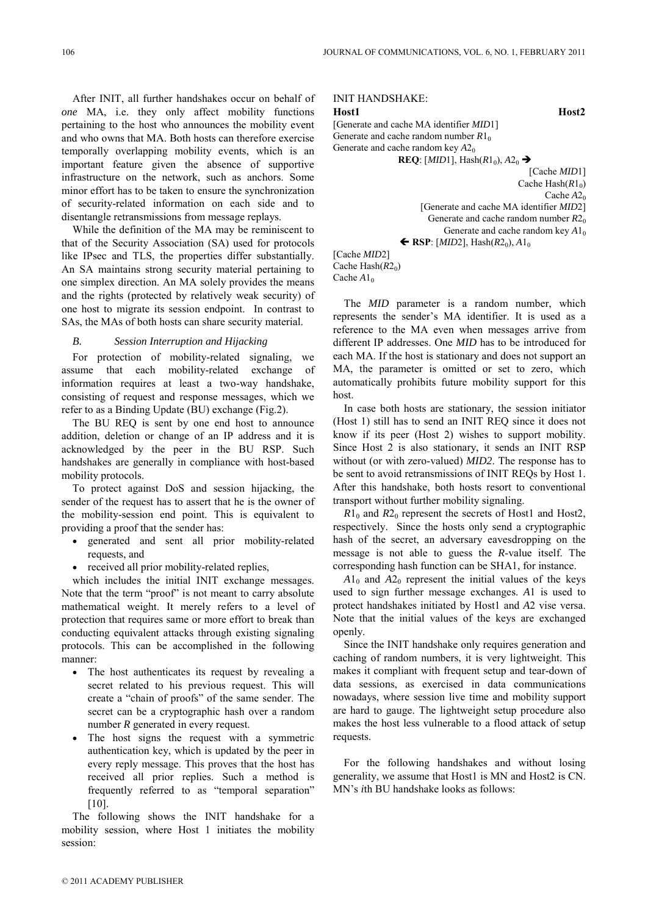After INIT, all further handshakes occur on behalf of *one* MA, i.e. they only affect mobility functions pertaining to the host who announces the mobility event and who owns that MA. Both hosts can therefore exercise temporally overlapping mobility events, which is an important feature given the absence of supportive infrastructure on the network, such as anchors. Some minor effort has to be taken to ensure the synchronization of security-related information on each side and to disentangle retransmissions from message replays.

While the definition of the MA may be reminiscent to that of the Security Association (SA) used for protocols like IPsec and TLS, the properties differ substantially. An SA maintains strong security material pertaining to one simplex direction. An MA solely provides the means and the rights (protected by relatively weak security) of one host to migrate its session endpoint. In contrast to SAs, the MAs of both hosts can share security material.

### *B. Session Interruption and Hijacking*

For protection of mobility-related signaling, we assume that each mobility-related exchange of information requires at least a two-way handshake, consisting of request and response messages, which we refer to as a Binding Update (BU) exchange (Fig.2).

The BU REQ is sent by one end host to announce addition, deletion or change of an IP address and it is acknowledged by the peer in the BU RSP. Such handshakes are generally in compliance with host-based mobility protocols.

To protect against DoS and session hijacking, the sender of the request has to assert that he is the owner of the mobility-session end point. This is equivalent to providing a proof that the sender has:

- generated and sent all prior mobility-related requests, and
- received all prior mobility-related replies,

which includes the initial INIT exchange messages. Note that the term "proof" is not meant to carry absolute mathematical weight. It merely refers to a level of protection that requires same or more effort to break than conducting equivalent attacks through existing signaling protocols. This can be accomplished in the following manner:

- The host authenticates its request by revealing a secret related to his previous request. This will create a "chain of proofs" of the same sender. The secret can be a cryptographic hash over a random number *R* generated in every request.
- The host signs the request with a symmetric authentication key, which is updated by the peer in every reply message. This proves that the host has received all prior replies. Such a method is frequently referred to as "temporal separation" [10].

The following shows the INIT handshake for a mobility session, where Host 1 initiates the mobility session:

INIT HANDSHAKE:

**Host1** **Host2**

[Generate and cache MA identifier *MID*1]
Generate and cache random number $R1_0$
Generate and cache random key $A2_0$

**REQ**: [*MID*1], Hash($R1_0$), $A2_0$ →

[Cache *MID*1]
Cache Hash($R1_0$)
Cache $A2_0$
[Generate and cache MA identifier *MID*2]
Generate and cache random number $R2_0$
Generate and cache random key $A1_0$

← **RSP**: [*MID*2], Hash($R2_0$), $A1_0$

[Cache *MID*2]
Cache Hash($R2_0$)
Cache $A1_0$

The *MID* parameter is a random number, which represents the sender's MA identifier. It is used as a reference to the MA even when messages arrive from different IP addresses. One *MID* has to be introduced for each MA. If the host is stationary and does not support an MA, the parameter is omitted or set to zero, which automatically prohibits future mobility support for this host.

In case both hosts are stationary, the session initiator (Host 1) still has to send an INIT REQ since it does not know if its peer (Host 2) wishes to support mobility. Since Host 2 is also stationary, it sends an INIT RSP without (or with zero-valued) *MID2*. The response has to be sent to avoid retransmissions of INIT REQs by Host 1. After this handshake, both hosts resort to conventional transport without further mobility signaling.

$R1_0$ and $R2_0$ represent the secrets of Host1 and Host2, respectively. Since the hosts only send a cryptographic hash of the secret, an adversary eavesdropping on the message is not able to guess the *R*-value itself. The corresponding hash function can be SHA1, for instance.

$A1_0$ and $A2_0$ represent the initial values of the keys used to sign further message exchanges. *A*1 is used to protect handshakes initiated by Host1 and *A*2 vise versa. Note that the initial values of the keys are exchanged openly.

Since the INIT handshake only requires generation and caching of random numbers, it is very lightweight. This makes it compliant with frequent setup and tear-down of data sessions, as exercised in data communications nowadays, where session live time and mobility support are hard to gauge. The lightweight setup procedure also makes the host less vulnerable to a flood attack of setup requests.

For the following handshakes and without losing generality, we assume that Host1 is MN and Host2 is CN. MN's *i*th BU handshake looks as follows: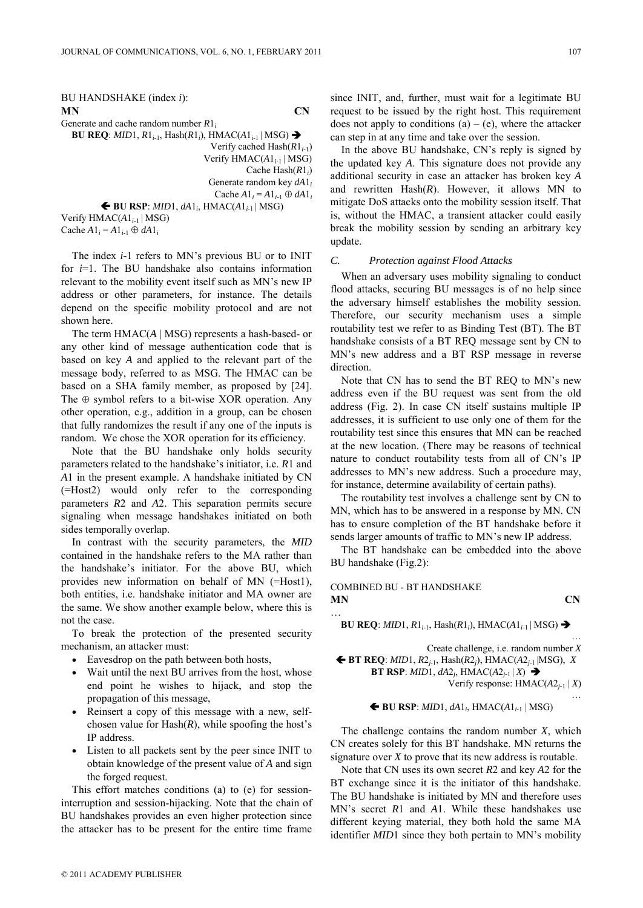BU HANDSHAKE (index $i$):

**MN** **CN**

Generate and cache random number $R1_i$

**BU REQ**: $MID1$, $R1_{i-1}$, Hash($R1_i$), HMAC($A1_{i-1}$ | MSG) →

Verify cached Hash($R1_{i-1}$)

Verify HMAC($A1_{i-1}$ | MSG)

Cache Hash($R1_i$)

Generate random key $dA1_i$

Cache $A1_i = A1_{i-1} \oplus dA1_i$

← **BU RSP**: $MID1$, $dA1_i$, HMAC($A1_{i-1}$ | MSG)

Verify HMAC($A1_{i-1}$ | MSG)

Cache $A1_i = A1_{i-1} \oplus dA1_i$

The index $i$-1 refers to MN's previous BU or to INIT for $i$=1. The BU handshake also contains information relevant to the mobility event itself such as MN's new IP address or other parameters, for instance. The details depend on the specific mobility protocol and are not shown here.

The term HMAC($A$ | MSG) represents a hash-based- or any other kind of message authentication code that is based on key $A$ and applied to the relevant part of the message body, referred to as MSG. The HMAC can be based on a SHA family member, as proposed by [24]. The ⊕ symbol refers to a bit-wise XOR operation. Any other operation, e.g., addition in a group, can be chosen that fully randomizes the result if any one of the inputs is random. We chose the XOR operation for its efficiency.

Note that the BU handshake only holds security parameters related to the handshake's initiator, i.e. $R1$ and $A1$ in the present example. A handshake initiated by CN (=Host2) would only refer to the corresponding parameters $R2$ and $A2$. This separation permits secure signaling when message handshakes initiated on both sides temporally overlap.

In contrast with the security parameters, the *MID* contained in the handshake refers to the MA rather than the handshake's initiator. For the above BU, which provides new information on behalf of MN (=Host1), both entities, i.e. handshake initiator and MA owner are the same. We show another example below, where this is not the case.

To break the protection of the presented security mechanism, an attacker must:

- Eavesdrop on the path between both hosts,
- Wait until the next BU arrives from the host, whose end point he wishes to hijack, and stop the propagation of this message,
- Reinsert a copy of this message with a new, self-chosen value for Hash($R$), while spoofing the host's IP address.
- Listen to all packets sent by the peer since INIT to obtain knowledge of the present value of $A$ and sign the forged request.

This effort matches conditions (a) to (e) for session-interruption and session-hijacking. Note that the chain of BU handshakes provides an even higher protection since the attacker has to be present for the entire time frame since INIT, and, further, must wait for a legitimate BU request to be issued by the right host. This requirement does not apply to conditions (a) – (e), where the attacker can step in at any time and take over the session.

In the above BU handshake, CN's reply is signed by the updated key $A$. This signature does not provide any additional security in case an attacker has broken key $A$ and rewritten Hash($R$). However, it allows MN to mitigate DoS attacks onto the mobility session itself. That is, without the HMAC, a transient attacker could easily break the mobility session by sending an arbitrary key update.

### *C. Protection against Flood Attacks*

When an adversary uses mobility signaling to conduct flood attacks, securing BU messages is of no help since the adversary himself establishes the mobility session. Therefore, our security mechanism uses a simple routability test we refer to as Binding Test (BT). The BT handshake consists of a BT REQ message sent by CN to MN's new address and a BT RSP message in reverse direction.

Note that CN has to send the BT REQ to MN's new address even if the BU request was sent from the old address (Fig. 2). In case CN itself sustains multiple IP addresses, it is sufficient to use only one of them for the routability test since this ensures that MN can be reached at the new location. (There may be reasons of technical nature to conduct routability tests from all of CN's IP addresses to MN's new address. Such a procedure may, for instance, determine availability of certain paths).

The routability test involves a challenge sent by CN to MN, which has to be answered in a response by MN. CN has to ensure completion of the BT handshake before it sends larger amounts of traffic to MN's new IP address.

The BT handshake can be embedded into the above BU handshake (Fig.2):

COMBINED BU - BT HANDSHAKE

**MN** **CN**

…

**BU REQ**: $MID1$, $R1_{i-1}$, Hash($R1_i$), HMAC($A1_{i-1}$ | MSG) →

…

Create challenge, i.e. random number $X$

← **BT REQ**: $MID1$, $R2_{j-1}$, Hash($R2_j$), HMAC($A2_{j-1}$ |MSG), $X$

**BT RSP**: $MID1$, $dA2_j$, HMAC($A2_{j-1}$ | $X$) →

Verify response: HMAC($A2_{j-1}$ | $X$)

…

← **BU RSP**: $MID1$, $dA1_i$, HMAC($A1_{i-1}$ | MSG)

The challenge contains the random number $X$, which CN creates solely for this BT handshake. MN returns the signature over $X$ to prove that its new address is routable.

Note that CN uses its own secret $R2$ and key $A2$ for the BT exchange since it is the initiator of this handshake. The BU handshake is initiated by MN and therefore uses MN's secret $R1$ and $A1$. While these handshakes use different keying material, they both hold the same MA identifier $MID1$ since they both pertain to MN's mobility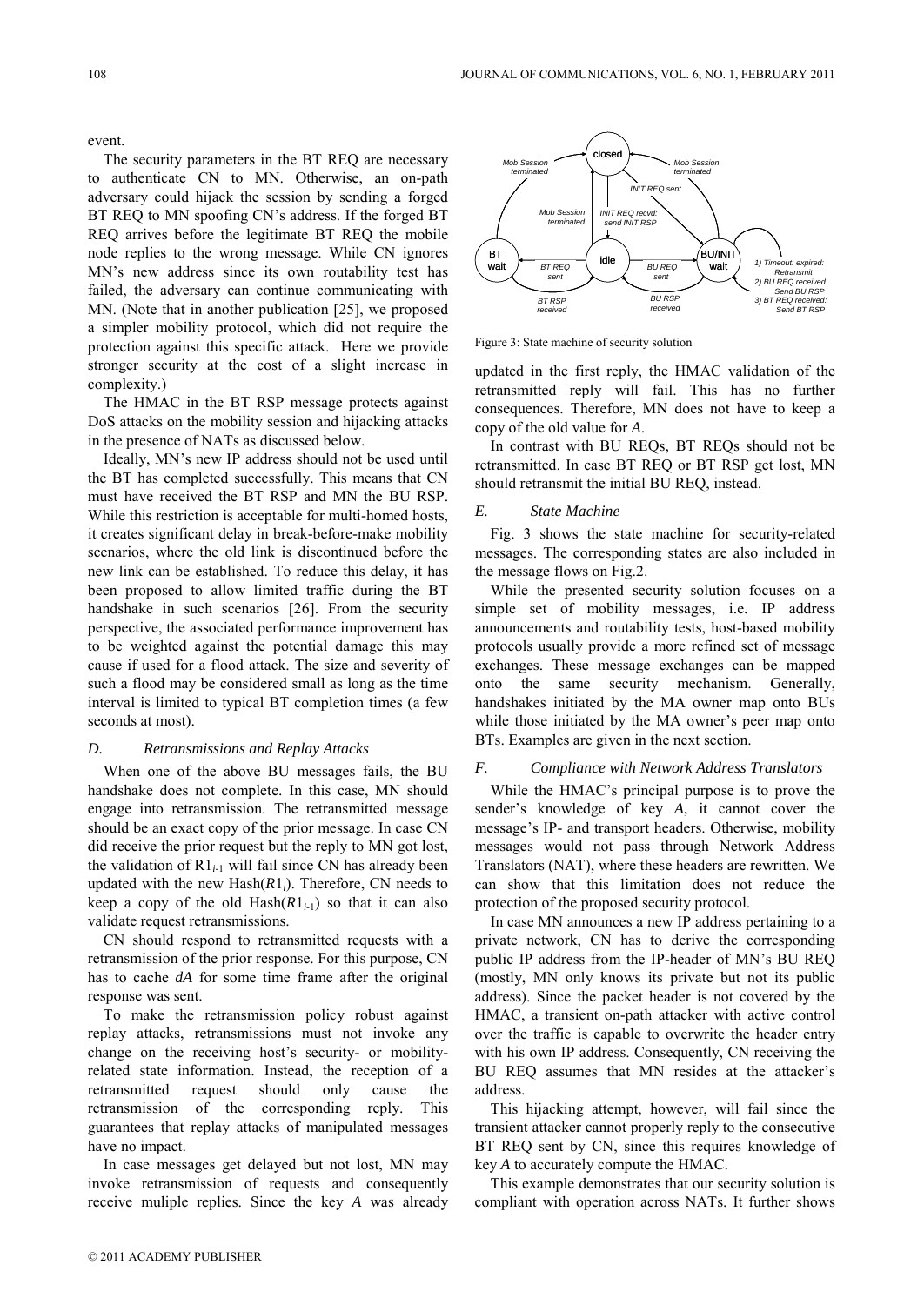event.

The security parameters in the BT REQ are necessary to authenticate CN to MN. Otherwise, an on-path adversary could hijack the session by sending a forged BT REQ to MN spoofing CN's address. If the forged BT REQ arrives before the legitimate BT REQ the mobile node replies to the wrong message. While CN ignores MN's new address since its own routability test has failed, the adversary can continue communicating with MN. (Note that in another publication [25], we proposed a simpler mobility protocol, which did not require the protection against this specific attack. Here we provide stronger security at the cost of a slight increase in complexity.)

The HMAC in the BT RSP message protects against DoS attacks on the mobility session and hijacking attacks in the presence of NATs as discussed below.

Ideally, MN's new IP address should not be used until the BT has completed successfully. This means that CN must have received the BT RSP and MN the BU RSP. While this restriction is acceptable for multi-homed hosts, it creates significant delay in break-before-make mobility scenarios, where the old link is discontinued before the new link can be established. To reduce this delay, it has been proposed to allow limited traffic during the BT handshake in such scenarios [26]. From the security perspective, the associated performance improvement has to be weighted against the potential damage this may cause if used for a flood attack. The size and severity of such a flood may be considered small as long as the time interval is limited to typical BT completion times (a few seconds at most).

### *D. Retransmissions and Replay Attacks*

When one of the above BU messages fails, the BU handshake does not complete. In this case, MN should engage into retransmission. The retransmitted message should be an exact copy of the prior message. In case CN did receive the prior request but the reply to MN got lost, the validation of $R1_{i-1}$ will fail since CN has already been updated with the new $\text{Hash}(R1_i)$. Therefore, CN needs to keep a copy of the old $\text{Hash}(R1_{i-1})$ so that it can also validate request retransmissions.

CN should respond to retransmitted requests with a retransmission of the prior response. For this purpose, CN has to cache *dA* for some time frame after the original response was sent.

To make the retransmission policy robust against replay attacks, retransmissions must not invoke any change on the receiving host's security- or mobility-related state information. Instead, the reception of a retransmitted request should only cause the retransmission of the corresponding reply. This guarantees that replay attacks of manipulated messages have no impact.

In case messages get delayed but not lost, MN may invoke retransmission of requests and consequently receive muliple replies. Since the key *A* was already updated in the first reply, the HMAC validation of the retransmitted reply will fail. This has no further consequences. Therefore, MN does not have to keep a copy of the old value for *A*.

In contrast with BU REQs, BT REQs should not be retransmitted. In case BT REQ or BT RSP get lost, MN should retransmit the initial BU REQ, instead.

Figure 3: State machine of security solution

### *E. State Machine*

Fig. 3 shows the state machine for security-related messages. The corresponding states are also included in the message flows on Fig.2.

While the presented security solution focuses on a simple set of mobility messages, i.e. IP address announcements and routability tests, host-based mobility protocols usually provide a more refined set of message exchanges. These message exchanges can be mapped onto the same security mechanism. Generally, handshakes initiated by the MA owner map onto BUs while those initiated by the MA owner's peer map onto BTs. Examples are given in the next section.

### *F. Compliance with Network Address Translators*

While the HMAC's principal purpose is to prove the sender's knowledge of key *A*, it cannot cover the message's IP- and transport headers. Otherwise, mobility messages would not pass through Network Address Translators (NAT), where these headers are rewritten. We can show that this limitation does not reduce the protection of the proposed security protocol.

In case MN announces a new IP address pertaining to a private network, CN has to derive the corresponding public IP address from the IP-header of MN's BU REQ (mostly, MN only knows its private but not its public address). Since the packet header is not covered by the HMAC, a transient on-path attacker with active control over the traffic is capable to overwrite the header entry with his own IP address. Consequently, CN receiving the BU REQ assumes that MN resides at the attacker's address.

This hijacking attempt, however, will fail since the transient attacker cannot properly reply to the consecutive BT REQ sent by CN, since this requires knowledge of key *A* to accurately compute the HMAC.

This example demonstrates that our security solution is compliant with operation across NATs. It further shows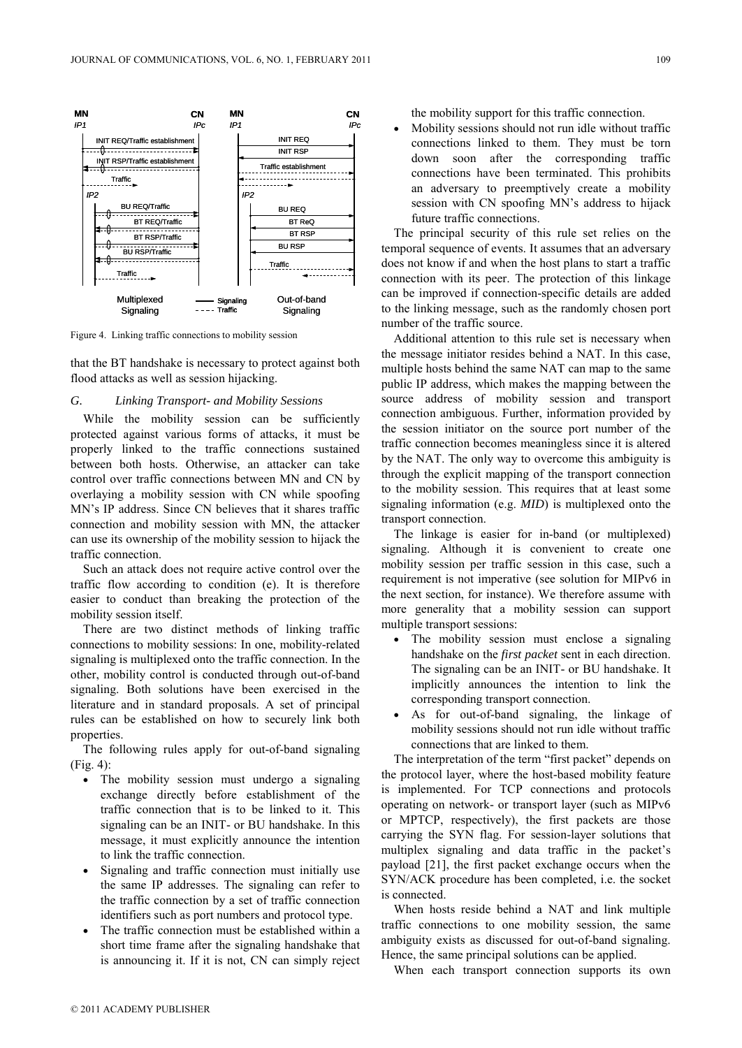Figure 4. Linking traffic connections to mobility session

that the BT handshake is necessary to protect against both flood attacks as well as session hijacking.

### *G. Linking Transport- and Mobility Sessions*

While the mobility session can be sufficiently protected against various forms of attacks, it must be properly linked to the traffic connections sustained between both hosts. Otherwise, an attacker can take control over traffic connections between MN and CN by overlaying a mobility session with CN while spoofing MN's IP address. Since CN believes that it shares traffic connection and mobility session with MN, the attacker can use its ownership of the mobility session to hijack the traffic connection.

Such an attack does not require active control over the traffic flow according to condition (e). It is therefore easier to conduct than breaking the protection of the mobility session itself.

There are two distinct methods of linking traffic connections to mobility sessions: In one, mobility-related signaling is multiplexed onto the traffic connection. In the other, mobility control is conducted through out-of-band signaling. Both solutions have been exercised in the literature and in standard proposals. A set of principal rules can be established on how to securely link both properties.

The following rules apply for out-of-band signaling (Fig. 4):

- The mobility session must undergo a signaling exchange directly before establishment of the traffic connection that is to be linked to it. This signaling can be an INIT- or BU handshake. In this message, it must explicitly announce the intention to link the traffic connection.
- Signaling and traffic connection must initially use the same IP addresses. The signaling can refer to the traffic connection by a set of traffic connection identifiers such as port numbers and protocol type.
- The traffic connection must be established within a short time frame after the signaling handshake that is announcing it. If it is not, CN can simply reject the mobility support for this traffic connection.
- Mobility sessions should not run idle without traffic connections linked to them. They must be torn down soon after the corresponding traffic connections have been terminated. This prohibits an adversary to preemptively create a mobility session with CN spoofing MN's address to hijack future traffic connections.

The principal security of this rule set relies on the temporal sequence of events. It assumes that an adversary does not know if and when the host plans to start a traffic connection with its peer. The protection of this linkage can be improved if connection-specific details are added to the linking message, such as the randomly chosen port number of the traffic source.

Additional attention to this rule set is necessary when the message initiator resides behind a NAT. In this case, multiple hosts behind the same NAT can map to the same public IP address, which makes the mapping between the source address of mobility session and transport connection ambiguous. Further, information provided by the session initiator on the source port number of the traffic connection becomes meaningless since it is altered by the NAT. The only way to overcome this ambiguity is through the explicit mapping of the transport connection to the mobility session. This requires that at least some signaling information (e.g. *MID*) is multiplexed onto the transport connection.

The linkage is easier for in-band (or multiplexed) signaling. Although it is convenient to create one mobility session per traffic session in this case, such a requirement is not imperative (see solution for MIPv6 in the next section, for instance). We therefore assume with more generality that a mobility session can support multiple transport sessions:

- The mobility session must enclose a signaling handshake on the *first packet* sent in each direction. The signaling can be an INIT- or BU handshake. It implicitly announces the intention to link the corresponding transport connection.
- As for out-of-band signaling, the linkage of mobility sessions should not run idle without traffic connections that are linked to them.

The interpretation of the term "first packet" depends on the protocol layer, where the host-based mobility feature is implemented. For TCP connections and protocols operating on network- or transport layer (such as MIPv6 or MPTCP, respectively), the first packets are those carrying the SYN flag. For session-layer solutions that multiplex signaling and data traffic in the packet's payload [21], the first packet exchange occurs when the SYN/ACK procedure has been completed, i.e. the socket is connected.

When hosts reside behind a NAT and link multiple traffic connections to one mobility session, the same ambiguity exists as discussed for out-of-band signaling. Hence, the same principal solutions can be applied.

When each transport connection supports its own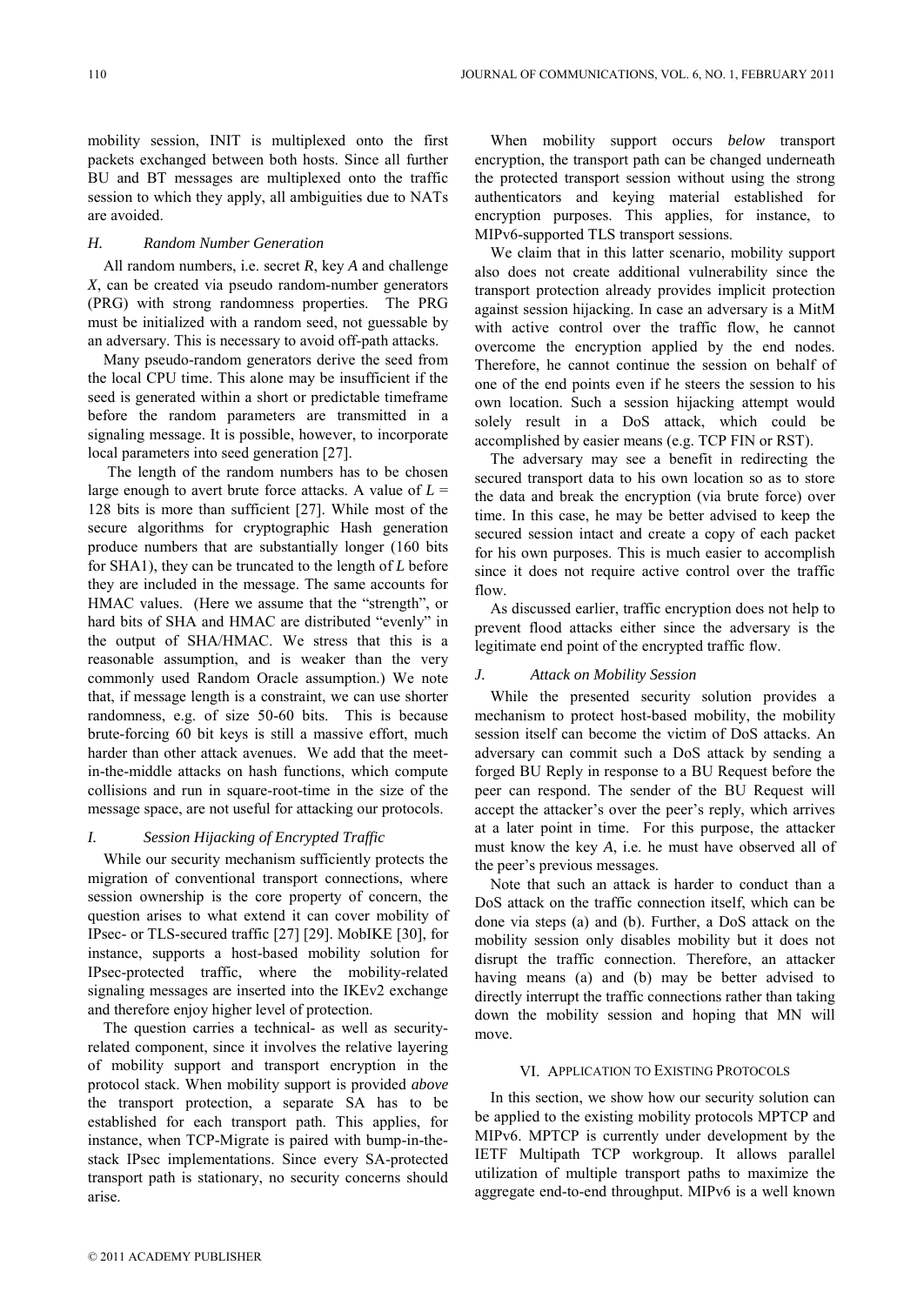mobility session, INIT is multiplexed onto the first packets exchanged between both hosts. Since all further BU and BT messages are multiplexed onto the traffic session to which they apply, all ambiguities due to NATs are avoided.

### *H. Random Number Generation*

All random numbers, i.e. secret *R*, key *A* and challenge *X*, can be created via pseudo random-number generators (PRG) with strong randomness properties. The PRG must be initialized with a random seed, not guessable by an adversary. This is necessary to avoid off-path attacks.

Many pseudo-random generators derive the seed from the local CPU time. This alone may be insufficient if the seed is generated within a short or predictable timeframe before the random parameters are transmitted in a signaling message. It is possible, however, to incorporate local parameters into seed generation [27].

The length of the random numbers has to be chosen large enough to avert brute force attacks. A value of $L = 128$ bits is more than sufficient [27]. While most of the secure algorithms for cryptographic Hash generation produce numbers that are substantially longer (160 bits for SHA1), they can be truncated to the length of *L* before they are included in the message. The same accounts for HMAC values. (Here we assume that the "strength", or hard bits of SHA and HMAC are distributed "evenly" in the output of SHA/HMAC. We stress that this is a reasonable assumption, and is weaker than the very commonly used Random Oracle assumption.) We note that, if message length is a constraint, we can use shorter randomness, e.g. of size 50-60 bits. This is because brute-forcing 60 bit keys is still a massive effort, much harder than other attack avenues. We add that the meet-in-the-middle attacks on hash functions, which compute collisions and run in square-root-time in the size of the message space, are not useful for attacking our protocols.

### *I. Session Hijacking of Encrypted Traffic*

While our security mechanism sufficiently protects the migration of conventional transport connections, where session ownership is the core property of concern, the question arises to what extend it can cover mobility of IPsec- or TLS-secured traffic [27] [29]. MobIKE [30], for instance, supports a host-based mobility solution for IPsec-protected traffic, where the mobility-related signaling messages are inserted into the IKEv2 exchange and therefore enjoy higher level of protection.

The question carries a technical- as well as security-related component, since it involves the relative layering of mobility support and transport encryption in the protocol stack. When mobility support is provided *above* the transport protection, a separate SA has to be established for each transport path. This applies, for instance, when TCP-Migrate is paired with bump-in-the-stack IPsec implementations. Since every SA-protected transport path is stationary, no security concerns should arise.

When mobility support occurs *below* transport encryption, the transport path can be changed underneath the protected transport session without using the strong authenticators and keying material established for encryption purposes. This applies, for instance, to MIPv6-supported TLS transport sessions.

We claim that in this latter scenario, mobility support also does not create additional vulnerability since the transport protection already provides implicit protection against session hijacking. In case an adversary is a MitM with active control over the traffic flow, he cannot overcome the encryption applied by the end nodes. Therefore, he cannot continue the session on behalf of one of the end points even if he steers the session to his own location. Such a session hijacking attempt would solely result in a DoS attack, which could be accomplished by easier means (e.g. TCP FIN or RST).

The adversary may see a benefit in redirecting the secured transport data to his own location so as to store the data and break the encryption (via brute force) over time. In this case, he may be better advised to keep the secured session intact and create a copy of each packet for his own purposes. This is much easier to accomplish since it does not require active control over the traffic flow.

As discussed earlier, traffic encryption does not help to prevent flood attacks either since the adversary is the legitimate end point of the encrypted traffic flow.

### *J. Attack on Mobility Session*

While the presented security solution provides a mechanism to protect host-based mobility, the mobility session itself can become the victim of DoS attacks. An adversary can commit such a DoS attack by sending a forged BU Reply in response to a BU Request before the peer can respond. The sender of the BU Request will accept the attacker's over the peer's reply, which arrives at a later point in time. For this purpose, the attacker must know the key *A*, i.e. he must have observed all of the peer's previous messages.

Note that such an attack is harder to conduct than a DoS attack on the traffic connection itself, which can be done via steps (a) and (b). Further, a DoS attack on the mobility session only disables mobility but it does not disrupt the traffic connection. Therefore, an attacker having means (a) and (b) may be better advised to directly interrupt the traffic connections rather than taking down the mobility session and hoping that MN will move.

## VI. Application to Existing Protocols

In this section, we show how our security solution can be applied to the existing mobility protocols MPTCP and MIPv6. MPTCP is currently under development by the IETF Multipath TCP workgroup. It allows parallel utilization of multiple transport paths to maximize the aggregate end-to-end throughput. MIPv6 is a well known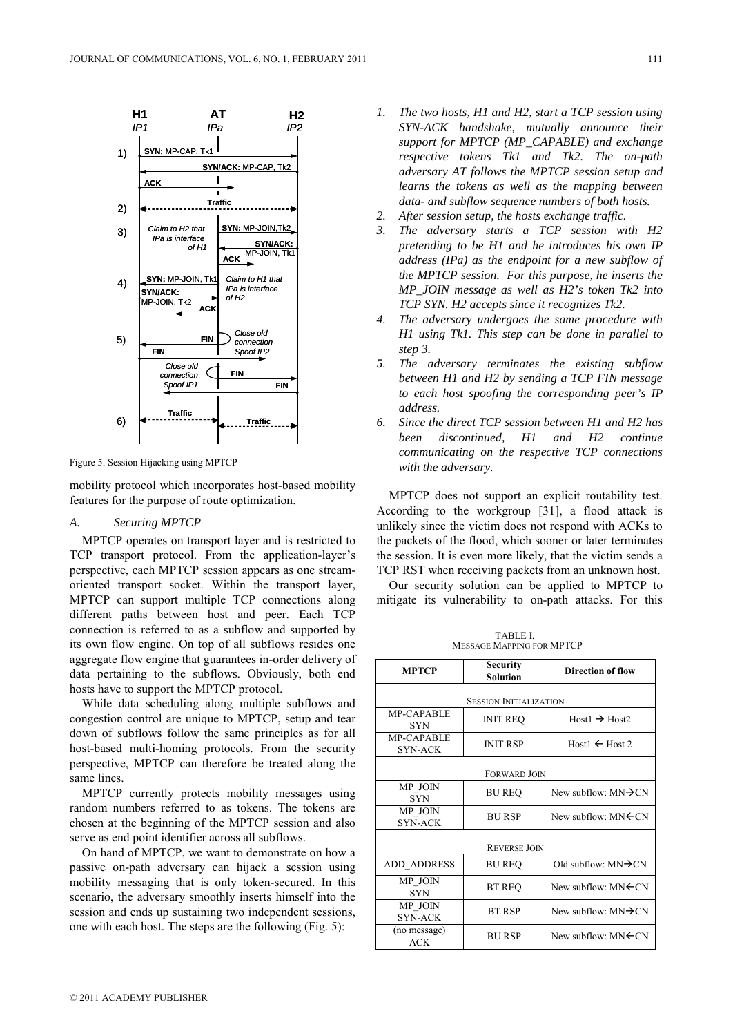Figure 5. Session Hijacking using MPTCP

mobility protocol which incorporates host-based mobility features for the purpose of route optimization.

### A. Securing MPTCP

MPTCP operates on transport layer and is restricted to TCP transport protocol. From the application-layer's perspective, each MPTCP session appears as one stream-oriented transport socket. Within the transport layer, MPTCP can support multiple TCP connections along different paths between host and peer. Each TCP connection is referred to as a subflow and supported by its own flow engine. On top of all subflows resides one aggregate flow engine that guarantees in-order delivery of data pertaining to the subflows. Obviously, both end hosts have to support the MPTCP protocol.

While data scheduling along multiple subflows and congestion control are unique to MPTCP, setup and tear down of subflows follow the same principles as for all host-based multi-homing protocols. From the security perspective, MPTCP can therefore be treated along the same lines.

MPTCP currently protects mobility messages using random numbers referred to as tokens. The tokens are chosen at the beginning of the MPTCP session and also serve as end point identifier across all subflows.

On hand of MPTCP, we want to demonstrate on how a passive on-path adversary can hijack a session using mobility messaging that is only token-secured. In this scenario, the adversary smoothly inserts himself into the session and ends up sustaining two independent sessions, one with each host. The steps are the following (Fig. 5):

1. *The two hosts, H1 and H2, start a TCP session using SYN-ACK handshake, mutually announce their support for MPTCP (MP_CAPABLE) and exchange respective tokens Tk1 and Tk2. The on-path adversary AT follows the MPTCP session setup and learns the tokens as well as the mapping between data- and subflow sequence numbers of both hosts.*
2. *After session setup, the hosts exchange traffic.*
3. *The adversary starts a TCP session with H2 pretending to be H1 and he introduces his own IP address (IPa) as the endpoint for a new subflow of the MPTCP session. For this purpose, he inserts the MP_JOIN message as well as H2's token Tk2 into TCP SYN. H2 accepts since it recognizes Tk2.*
4. *The adversary undergoes the same procedure with H1 using Tk1. This step can be done in parallel to step 3.*
5. *The adversary terminates the existing subflow between H1 and H2 by sending a TCP FIN message to each host spoofing the corresponding peer's IP address.*
6. *Since the direct TCP session between H1 and H2 has been discontinued, H1 and H2 continue communicating on the respective TCP connections with the adversary.*

MPTCP does not support an explicit routability test. According to the workgroup [31], a flood attack is unlikely since the victim does not respond with ACKs to the packets of the flood, which sooner or later terminates the session. It is even more likely, that the victim sends a TCP RST when receiving packets from an unknown host.

Our security solution can be applied to MPTCP to mitigate its vulnerability to on-path attacks. For this

TABLE I.
MESSAGE MAPPING FOR MPTCP

| MPTCP | Security Solution | Direction of flow |
|---|---|---|
| SESSION INITIALIZATION | | |
| MP-CAPABLE SYN | INIT REQ | Host1 → Host2 |
| MP-CAPABLE SYN-ACK | INIT RSP | Host1 ← Host 2 |
| FORWARD JOIN | | |
| MP_JOIN SYN | BU REQ | New subflow: MN→CN |
| MP_JOIN SYN-ACK | BU RSP | New subflow: MN←CN |
| REVERSE JOIN | | |
| ADD_ADDRESS | BU REQ | Old subflow: MN→CN |
| MP_JOIN SYN | BT REQ | New subflow: MN←CN |
| MP_JOIN SYN-ACK | BT RSP | New subflow: MN→CN |
| (no message) ACK | BU RSP | New subflow: MN←CN |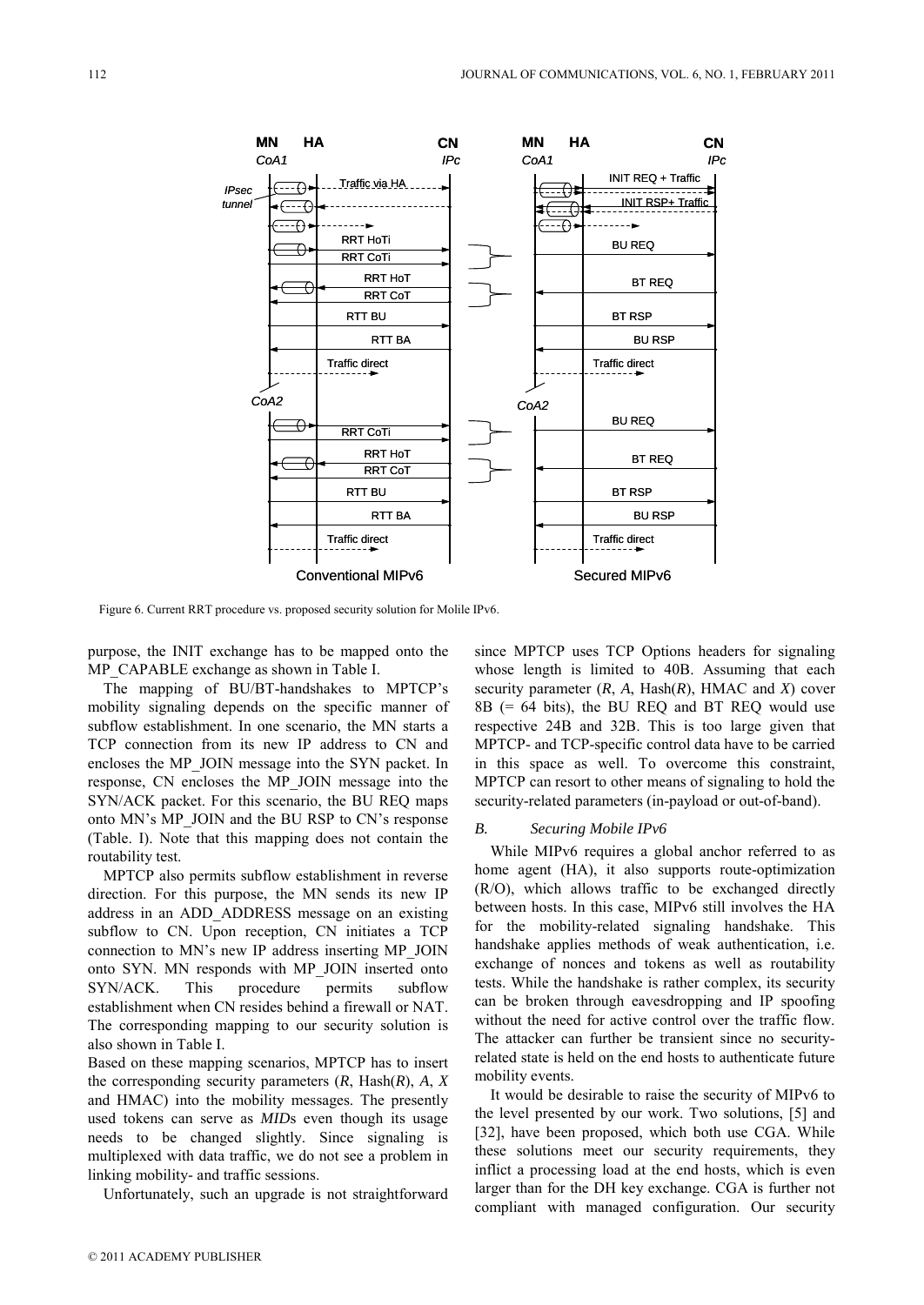Figure 6. Current RRT procedure vs. proposed security solution for Molile IPv6.

purpose, the INIT exchange has to be mapped onto the MP_CAPABLE exchange as shown in Table I.

The mapping of BU/BT-handshakes to MPTCP's mobility signaling depends on the specific manner of subflow establishment. In one scenario, the MN starts a TCP connection from its new IP address to CN and encloses the MP_JOIN message into the SYN packet. In response, CN encloses the MP_JOIN message into the SYN/ACK packet. For this scenario, the BU REQ maps onto MN's MP_JOIN and the BU RSP to CN's response (Table. I). Note that this mapping does not contain the routability test.

MPTCP also permits subflow establishment in reverse direction. For this purpose, the MN sends its new IP address in an ADD_ADDRESS message on an existing subflow to CN. Upon reception, CN initiates a TCP connection to MN's new IP address inserting MP_JOIN onto SYN. MN responds with MP_JOIN inserted onto SYN/ACK. This procedure permits subflow establishment when CN resides behind a firewall or NAT. The corresponding mapping to our security solution is also shown in Table I.

Based on these mapping scenarios, MPTCP has to insert the corresponding security parameters ($R$, Hash($R$), $A$, $X$ and HMAC) into the mobility messages. The presently used tokens can serve as *MID*s even though its usage needs to be changed slightly. Since signaling is multiplexed with data traffic, we do not see a problem in linking mobility- and traffic sessions.

Unfortunately, such an upgrade is not straightforward since MPTCP uses TCP Options headers for signaling whose length is limited to 40B. Assuming that each security parameter ($R$, $A$, Hash($R$), HMAC and $X$) cover 8B (= 64 bits), the BU REQ and BT REQ would use respective 24B and 32B. This is too large given that MPTCP- and TCP-specific control data have to be carried in this space as well. To overcome this constraint, MPTCP can resort to other means of signaling to hold the security-related parameters (in-payload or out-of-band).

### *B. Securing Mobile IPv6*

While MIPv6 requires a global anchor referred to as home agent (HA), it also supports route-optimization (R/O), which allows traffic to be exchanged directly between hosts. In this case, MIPv6 still involves the HA for the mobility-related signaling handshake. This handshake applies methods of weak authentication, i.e. exchange of nonces and tokens as well as routability tests. While the handshake is rather complex, its security can be broken through eavesdropping and IP spoofing without the need for active control over the traffic flow. The attacker can further be transient since no security-related state is held on the end hosts to authenticate future mobility events.

It would be desirable to raise the security of MIPv6 to the level presented by our work. Two solutions, [5] and [32], have been proposed, which both use CGA. While these solutions meet our security requirements, they inflict a processing load at the end hosts, which is even larger than for the DH key exchange. CGA is further not compliant with managed configuration. Our security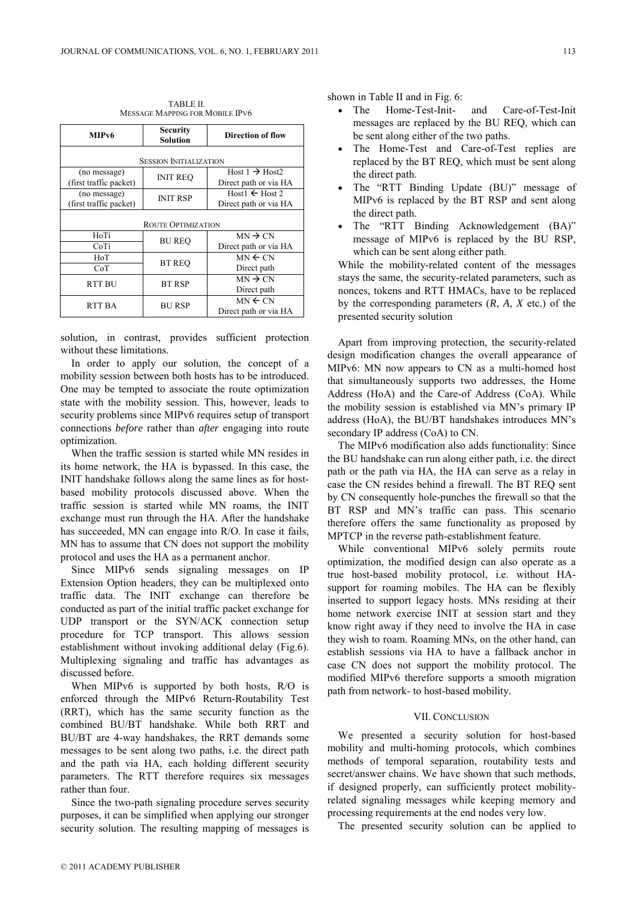TABLE II.
MESSAGE MAPPING FOR MOBILE IPV6

| MIPv6 | Security Solution | Direction of flow |
|---|---|---|
| SESSION INITIALIZATION | | |
| (no message) (first traffic packet) | INIT REQ | Host 1 → Host2 Direct path or via HA |
| (no message) (first traffic packet) | INIT RSP | Host1 ← Host 2 Direct path or via HA |
| ROUTE OPTIMIZATION | | |
| HoTi | BU REQ | MN → CN Direct path or via HA |
| CoTi | | |
| HoT | BT REQ | MN ← CN Direct path |
| CoT | | |
| RTT BU | BT RSP | MN → CN Direct path |
| RTT BA | BU RSP | MN ← CN Direct path or via HA |

solution, in contrast, provides sufficient protection without these limitations.

In order to apply our solution, the concept of a mobility session between both hosts has to be introduced. One may be tempted to associate the route optimization state with the mobility session. This, however, leads to security problems since MIPv6 requires setup of transport connections *before* rather than *after* engaging into route optimization.

When the traffic session is started while MN resides in its home network, the HA is bypassed. In this case, the INIT handshake follows along the same lines as for host-based mobility protocols discussed above. When the traffic session is started while MN roams, the INIT exchange must run through the HA. After the handshake has succeeded, MN can engage into R/O. In case it fails, MN has to assume that CN does not support the mobility protocol and uses the HA as a permanent anchor.

Since MIPv6 sends signaling messages on IP Extension Option headers, they can be multiplexed onto traffic data. The INIT exchange can therefore be conducted as part of the initial traffic packet exchange for UDP transport or the SYN/ACK connection setup procedure for TCP transport. This allows session establishment without invoking additional delay (Fig.6). Multiplexing signaling and traffic has advantages as discussed before.

When MIPv6 is supported by both hosts, R/O is enforced through the MIPv6 Return-Routability Test (RRT), which has the same security function as the combined BU/BT handshake. While both RRT and BU/BT are 4-way handshakes, the RRT demands some messages to be sent along two paths, i.e. the direct path and the path via HA, each holding different security parameters. The RTT therefore requires six messages rather than four.

Since the two-path signaling procedure serves security purposes, it can be simplified when applying our stronger security solution. The resulting mapping of messages is shown in Table II and in Fig. 6:

- The Home-Test-Init- and Care-of-Test-Init messages are replaced by the BU REQ, which can be sent along either of the two paths.
- The Home-Test and Care-of-Test replies are replaced by the BT REQ, which must be sent along the direct path.
- The "RTT Binding Update (BU)" message of MIPv6 is replaced by the BT RSP and sent along the direct path.
- The "RTT Binding Acknowledgement (BA)" message of MIPv6 is replaced by the BU RSP, which can be sent along either path.

While the mobility-related content of the messages stays the same, the security-related parameters, such as nonces, tokens and RTT HMACs, have to be replaced by the corresponding parameters ($R$, $A$, $X$ etc.) of the presented security solution

Apart from improving protection, the security-related design modification changes the overall appearance of MIPv6: MN now appears to CN as a multi-homed host that simultaneously supports two addresses, the Home Address (HoA) and the Care-of Address (CoA). While the mobility session is established via MN's primary IP address (HoA), the BU/BT handshakes introduces MN's secondary IP address (CoA) to CN.

The MIPv6 modification also adds functionality: Since the BU handshake can run along either path, i.e. the direct path or the path via HA, the HA can serve as a relay in case the CN resides behind a firewall. The BT REQ sent by CN consequently hole-punches the firewall so that the BT RSP and MN's traffic can pass. This scenario therefore offers the same functionality as proposed by MPTCP in the reverse path-establishment feature.

While conventional MIPv6 solely permits route optimization, the modified design can also operate as a true host-based mobility protocol, i.e. without HA-support for roaming mobiles. The HA can be flexibly inserted to support legacy hosts. MNs residing at their home network exercise INIT at session start and they know right away if they need to involve the HA in case they wish to roam. Roaming MNs, on the other hand, can establish sessions via HA to have a fallback anchor in case CN does not support the mobility protocol. The modified MIPv6 therefore supports a smooth migration path from network- to host-based mobility.

## VII. CONCLUSION

We presented a security solution for host-based mobility and multi-homing protocols, which combines methods of temporal separation, routability tests and secret/answer chains. We have shown that such methods, if designed properly, can sufficiently protect mobility-related signaling messages while keeping memory and processing requirements at the end nodes very low.

The presented security solution can be applied to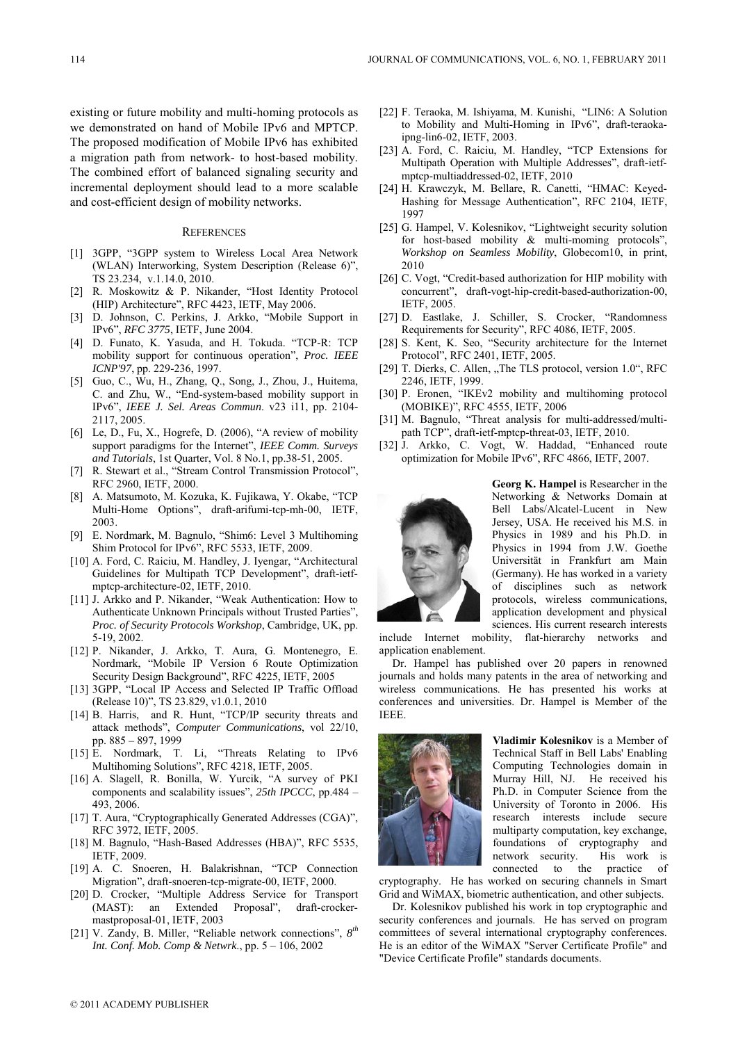existing or future mobility and multi-homing protocols as we demonstrated on hand of Mobile IPv6 and MPTCP. The proposed modification of Mobile IPv6 has exhibited a migration path from network- to host-based mobility. The combined effort of balanced signaling security and incremental deployment should lead to a more scalable and cost-efficient design of mobility networks.

## REFERENCES

[1] 3GPP, "3GPP system to Wireless Local Area Network (WLAN) Interworking, System Description (Release 6)", TS 23.234, v.1.14.0, 2010.

[2] R. Moskowitz & P. Nikander, "Host Identity Protocol (HIP) Architecture", RFC 4423, IETF, May 2006.

[3] D. Johnson, C. Perkins, J. Arkko, "Mobile Support in IPv6", *RFC 3775*, IETF, June 2004.

[4] D. Funato, K. Yasuda, and H. Tokuda. "TCP-R: TCP mobility support for continuous operation", *Proc. IEEE ICNP'97*, pp. 229-236, 1997.

[5] Guo, C., Wu, H., Zhang, Q., Song, J., Zhou, J., Huitema, C. and Zhu, W., "End-system-based mobility support in IPv6", *IEEE J. Sel. Areas Commun*. v23 i11, pp. 2104-2117, 2005.

[6] Le, D., Fu, X., Hogrefe, D. (2006), "A review of mobility support paradigms for the Internet", *IEEE Comm. Surveys and Tutorials*, 1st Quarter, Vol. 8 No.1, pp.38-51, 2005.

[7] R. Stewart et al., "Stream Control Transmission Protocol", RFC 2960, IETF, 2000.

[8] A. Matsumoto, M. Kozuka, K. Fujikawa, Y. Okabe, "TCP Multi-Home Options", draft-arifumi-tcp-mh-00, IETF, 2003.

[9] E. Nordmark, M. Bagnulo, "Shim6: Level 3 Multihoming Shim Protocol for IPv6", RFC 5533, IETF, 2009.

[10] A. Ford, C. Raiciu, M. Handley, J. Iyengar, "Architectural Guidelines for Multipath TCP Development", draft-ietf-mptcp-architecture-02, IETF, 2010.

[11] J. Arkko and P. Nikander, "Weak Authentication: How to Authenticate Unknown Principals without Trusted Parties", *Proc. of Security Protocols Workshop*, Cambridge, UK, pp. 5-19, 2002.

[12] P. Nikander, J. Arkko, T. Aura, G. Montenegro, E. Nordmark, "Mobile IP Version 6 Route Optimization Security Design Background", RFC 4225, IETF, 2005

[13] 3GPP, "Local IP Access and Selected IP Traffic Offload (Release 10)", TS 23.829, v1.0.1, 2010

[14] B. Harris, and R. Hunt, "TCP/IP security threats and attack methods", *Computer Communications*, vol 22/10, pp. 885 – 897, 1999

[15] E. Nordmark, T. Li, "Threats Relating to IPv6 Multihoming Solutions", RFC 4218, IETF, 2005.

[16] A. Slagell, R. Bonilla, W. Yurcik, "A survey of PKI components and scalability issues", *25th IPCCC*, pp.484 – 493, 2006.

[17] T. Aura, "Cryptographically Generated Addresses (CGA)", RFC 3972, IETF, 2005.

[18] M. Bagnulo, "Hash-Based Addresses (HBA)", RFC 5535, IETF, 2009.

[19] A. C. Snoeren, H. Balakrishnan, "TCP Connection Migration", draft-snoeren-tcp-migrate-00, IETF, 2000.

[20] D. Crocker, "Multiple Address Service for Transport (MAST): an Extended Proposal", draft-crocker-mastproposal-01, IETF, 2003

[21] V. Zandy, B. Miller, "Reliable network connections", *8th Int. Conf. Mob. Comp & Netwrk.*, pp. 5 – 106, 2002

[22] F. Teraoka, M. Ishiyama, M. Kunishi, "LIN6: A Solution to Mobility and Multi-Homing in IPv6", draft-teraoka-ipng-lin6-02, IETF, 2003.

[23] A. Ford, C. Raiciu, M. Handley, "TCP Extensions for Multipath Operation with Multiple Addresses", draft-ietf-mptcp-multiaddressed-02, IETF, 2010

[24] H. Krawczyk, M. Bellare, R. Canetti, "HMAC: Keyed-Hashing for Message Authentication", RFC 2104, IETF, 1997

[25] G. Hampel, V. Kolesnikov, "Lightweight security solution for host-based mobility & multi-moming protocols", *Workshop on Seamless Mobility*, Globecom10, in print, 2010

[26] C. Vogt, "Credit-based authorization for HIP mobility with concurrent", draft-vogt-hip-credit-based-authorization-00, IETF, 2005.

[27] D. Eastlake, J. Schiller, S. Crocker, "Randomness Requirements for Security", RFC 4086, IETF, 2005.

[28] S. Kent, K. Seo, "Security architecture for the Internet Protocol", RFC 2401, IETF, 2005.

[29] T. Dierks, C. Allen, „The TLS protocol, version 1.0", RFC 2246, IETF, 1999.

[30] P. Eronen, "IKEv2 mobility and multihoming protocol (MOBIKE)", RFC 4555, IETF, 2006

[31] M. Bagnulo, "Threat analysis for multi-addressed/multi-path TCP", draft-ietf-mptcp-threat-03, IETF, 2010.

[32] J. Arkko, C. Vogt, W. Haddad, "Enhanced route optimization for Mobile IPv6", RFC 4866, IETF, 2007.

**Georg K. Hampel** is Researcher in the Networking & Networks Domain at Bell Labs/Alcatel-Lucent in New Jersey, USA. He received his M.S. in Physics in 1989 and his Ph.D. in Physics in 1994 from J.W. Goethe Universität in Frankfurt am Main (Germany). He has worked in a variety of disciplines such as network protocols, wireless communications, application development and physical sciences. His current research interests include Internet mobility, flat-hierarchy networks and application enablement.

Dr. Hampel has published over 20 papers in renowned journals and holds many patents in the area of networking and wireless communications. He has presented his works at conferences and universities. Dr. Hampel is Member of the IEEE.

**Vladimir Kolesnikov** is a Member of Technical Staff in Bell Labs' Enabling Computing Technologies domain in Murray Hill, NJ. He received his Ph.D. in Computer Science from the University of Toronto in 2006. His research interests include secure multiparty computation, key exchange, foundations of cryptography and network security. His work is connected to the practice of cryptography. He has worked on securing channels in Smart Grid and WiMAX, biometric authentication, and other subjects.

Dr. Kolesnikov published his work in top cryptographic and security conferences and journals. He has served on program committees of several international cryptography conferences. He is an editor of the WiMAX "Server Certificate Profile" and "Device Certificate Profile" standards documents.